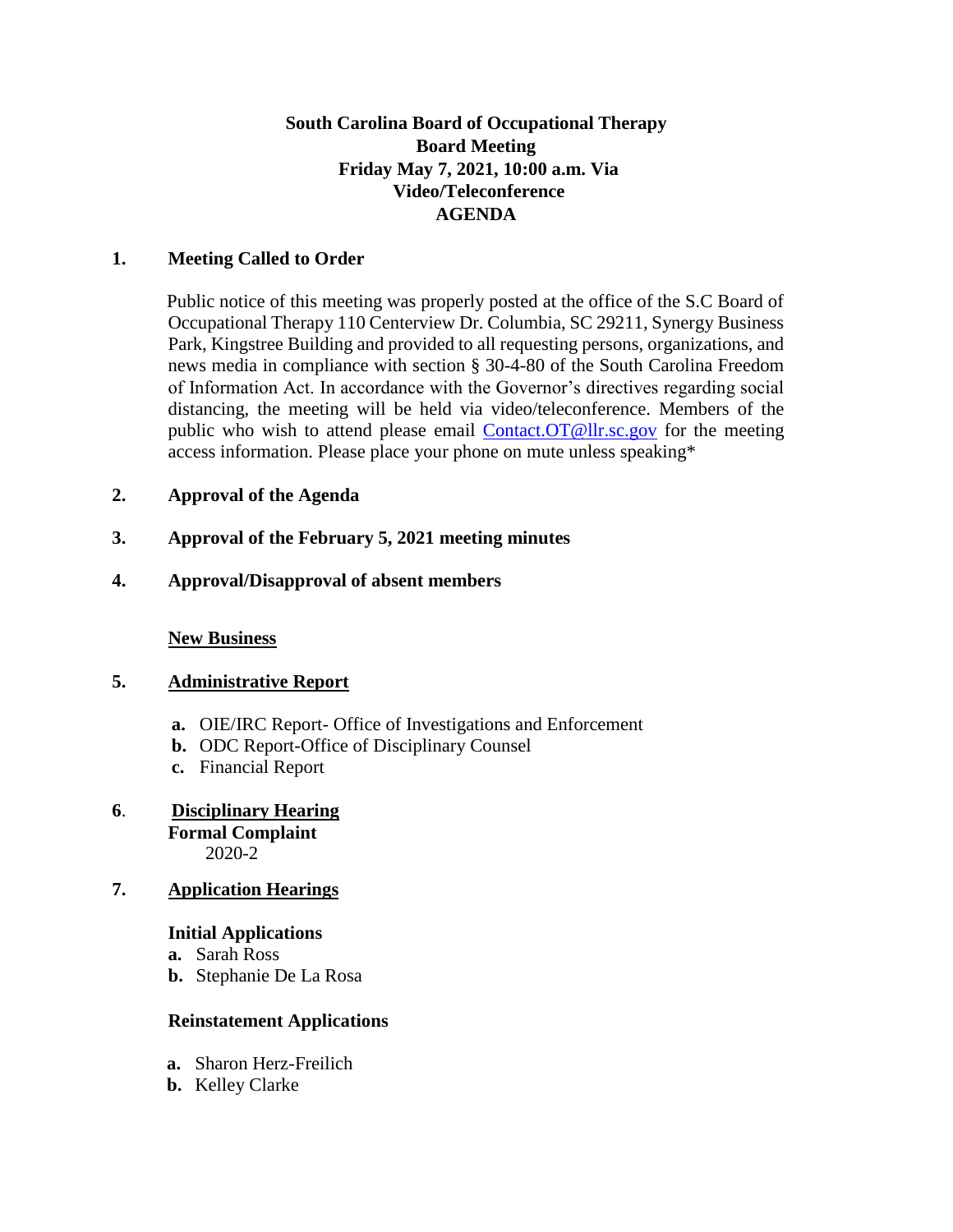**South Carolina Board of Occupational Therapy**
**Board Meeting**
**Friday May 7, 2021, 10:00 a.m. Via**
**Video/Teleconference**
**AGENDA**

**1. Meeting Called to Order**

Public notice of this meeting was properly posted at the office of the S.C Board of Occupational Therapy 110 Centerview Dr. Columbia, SC 29211, Synergy Business Park, Kingstree Building and provided to all requesting persons, organizations, and news media in compliance with section § 30-4-80 of the South Carolina Freedom of Information Act. In accordance with the Governor's directives regarding social distancing, the meeting will be held via video/teleconference. Members of the public who wish to attend please email Contact.OT@llr.sc.gov for the meeting access information. Please place your phone on mute unless speaking*

**2. Approval of the Agenda**

**3. Approval of the February 5, 2021 meeting minutes**

**4. Approval/Disapproval of absent members**

**New Business**

**5. Administrative Report**

- **a.** OIE/IRC Report- Office of Investigations and Enforcement
- **b.** ODC Report-Office of Disciplinary Counsel
- **c.** Financial Report

**6. Disciplinary Hearing**

**Formal Complaint**
2020-2

**7. Application Hearings**

**Initial Applications**

- **a.** Sarah Ross
- **b.** Stephanie De La Rosa

**Reinstatement Applications**

- **a.** Sharon Herz-Freilich
- **b.** Kelley Clarke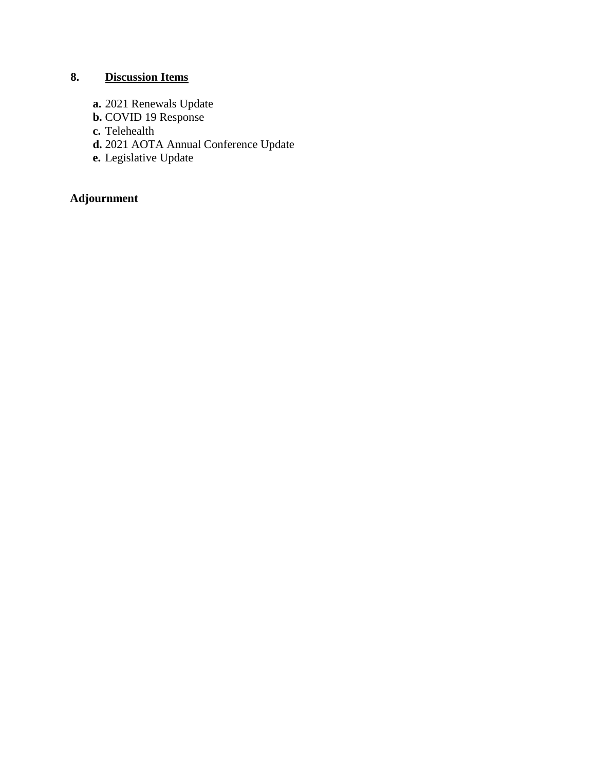## 8. Discussion Items

**a.** 2021 Renewals Update
**b.** COVID 19 Response
**c.** Telehealth
**d.** 2021 AOTA Annual Conference Update
**e.** Legislative Update

**Adjournment**